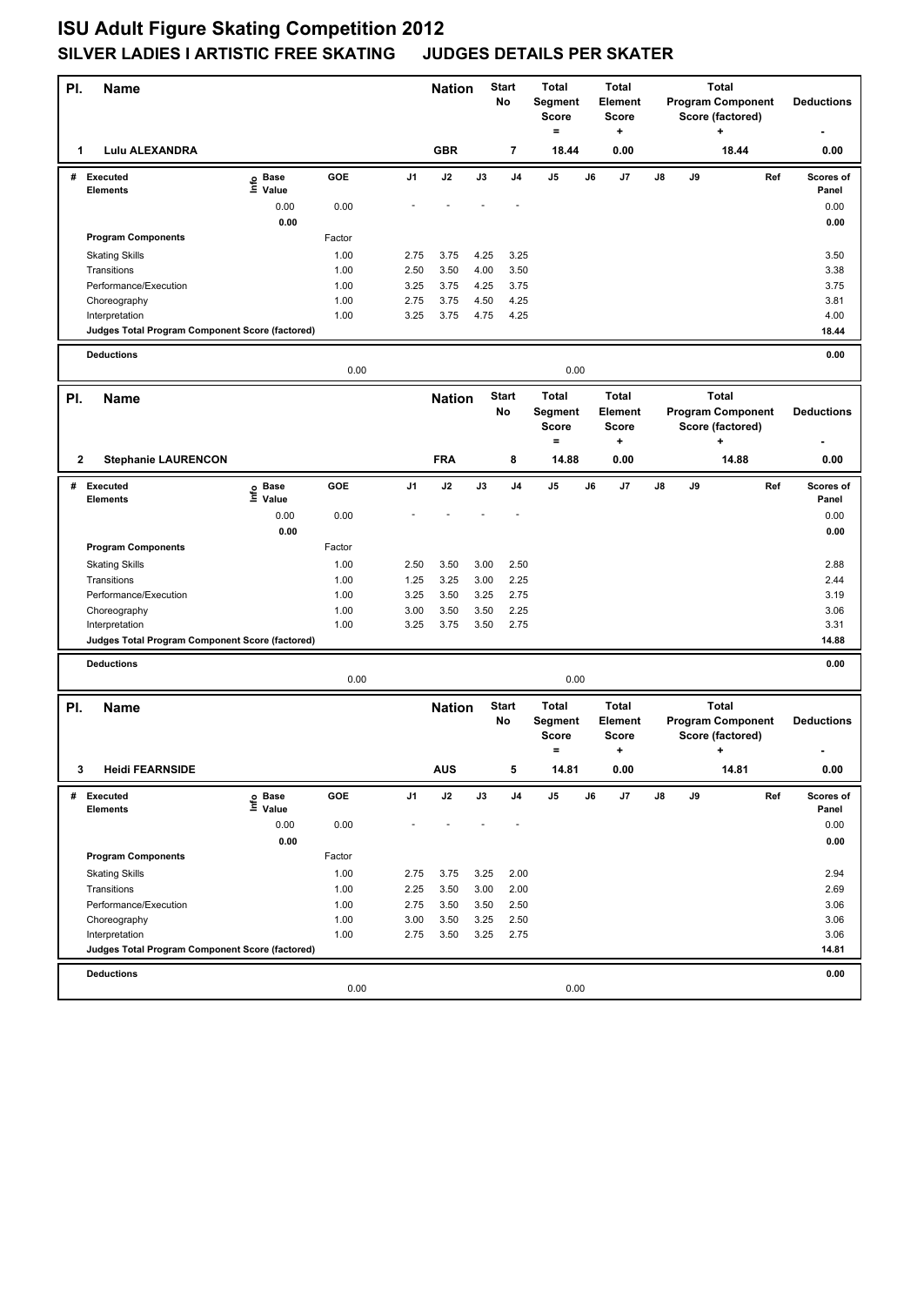# ISU Adult Figure Skating Competition 2012

## SILVER LADIES I ARTISTIC FREE SKATING JUDGES DETAILS PER SKATER

| Pl. | Name | Nation | Start No | Total Segment Score = | Total Element Score + | Total Program Component Score (factored) + | Deductions - |
|---|---|---|---|---|---|---|---|
| 1 | Lulu ALEXANDRA | GBR | 7 | 18.44 | 0.00 | 18.44 | 0.00 |

| # | Executed Elements | Info | Base Value | GOE | J1 | J2 | J3 | J4 | J5 | J6 | J7 | J8 | J9 | Ref | Scores of Panel |
|---|---|---|---|---|---|---|---|---|---|---|---|---|---|---|---|
| | | | 0.00 | 0.00 | - | - | - | - | | | | | | | 0.00 |
| | | | 0.00 | | | | | | | | | | | | 0.00 |
| | Program Components | | | Factor | | | | | | | | | | | |
| | Skating Skills | | | 1.00 | 2.75 | 3.75 | 4.25 | 3.25 | | | | | | | 3.50 |
| | Transitions | | | 1.00 | 2.50 | 3.50 | 4.00 | 3.50 | | | | | | | 3.38 |
| | Performance/Execution | | | 1.00 | 3.25 | 3.75 | 4.25 | 3.75 | | | | | | | 3.75 |
| | Choreography | | | 1.00 | 2.75 | 3.75 | 4.50 | 4.25 | | | | | | | 3.81 |
| | Interpretation | | | 1.00 | 3.25 | 3.75 | 4.75 | 4.25 | | | | | | | 4.00 |
| | Judges Total Program Component Score (factored) | | | | | | | | | | | | | | 18.44 |
| | Deductions | | | | | | | | | | | | | | 0.00 |
| | | | | 0.00 | | | | | 0.00 | | | | | | |

| Pl. | Name | Nation | Start No | Total Segment Score = | Total Element Score + | Total Program Component Score (factored) + | Deductions - |
|---|---|---|---|---|---|---|---|
| 2 | Stephanie LAURENCON | FRA | 8 | 14.88 | 0.00 | 14.88 | 0.00 |

| # | Executed Elements | Info | Base Value | GOE | J1 | J2 | J3 | J4 | J5 | J6 | J7 | J8 | J9 | Ref | Scores of Panel |
|---|---|---|---|---|---|---|---|---|---|---|---|---|---|---|---|
| | | | 0.00 | 0.00 | - | - | - | - | | | | | | | 0.00 |
| | | | 0.00 | | | | | | | | | | | | 0.00 |
| | Program Components | | | Factor | | | | | | | | | | | |
| | Skating Skills | | | 1.00 | 2.50 | 3.50 | 3.00 | 2.50 | | | | | | | 2.88 |
| | Transitions | | | 1.00 | 1.25 | 3.25 | 3.00 | 2.25 | | | | | | | 2.44 |
| | Performance/Execution | | | 1.00 | 3.25 | 3.50 | 3.25 | 2.75 | | | | | | | 3.19 |
| | Choreography | | | 1.00 | 3.00 | 3.50 | 3.50 | 2.25 | | | | | | | 3.06 |
| | Interpretation | | | 1.00 | 3.25 | 3.75 | 3.50 | 2.75 | | | | | | | 3.31 |
| | Judges Total Program Component Score (factored) | | | | | | | | | | | | | | 14.88 |
| | Deductions | | | | | | | | | | | | | | 0.00 |
| | | | | 0.00 | | | | | 0.00 | | | | | | |

| Pl. | Name | Nation | Start No | Total Segment Score = | Total Element Score + | Total Program Component Score (factored) + | Deductions - |
|---|---|---|---|---|---|---|---|
| 3 | Heidi FEARNSIDE | AUS | 5 | 14.81 | 0.00 | 14.81 | 0.00 |

| # | Executed Elements | Info | Base Value | GOE | J1 | J2 | J3 | J4 | J5 | J6 | J7 | J8 | J9 | Ref | Scores of Panel |
|---|---|---|---|---|---|---|---|---|---|---|---|---|---|---|---|
| | | | 0.00 | 0.00 | - | - | - | - | | | | | | | 0.00 |
| | | | 0.00 | | | | | | | | | | | | 0.00 |
| | Program Components | | | Factor | | | | | | | | | | | |
| | Skating Skills | | | 1.00 | 2.75 | 3.75 | 3.25 | 2.00 | | | | | | | 2.94 |
| | Transitions | | | 1.00 | 2.25 | 3.50 | 3.00 | 2.00 | | | | | | | 2.69 |
| | Performance/Execution | | | 1.00 | 2.75 | 3.50 | 3.50 | 2.50 | | | | | | | 3.06 |
| | Choreography | | | 1.00 | 3.00 | 3.50 | 3.25 | 2.50 | | | | | | | 3.06 |
| | Interpretation | | | 1.00 | 2.75 | 3.50 | 3.25 | 2.75 | | | | | | | 3.06 |
| | Judges Total Program Component Score (factored) | | | | | | | | | | | | | | 14.81 |
| | Deductions | | | | | | | | | | | | | | 0.00 |
| | | | | 0.00 | | | | | 0.00 | | | | | | |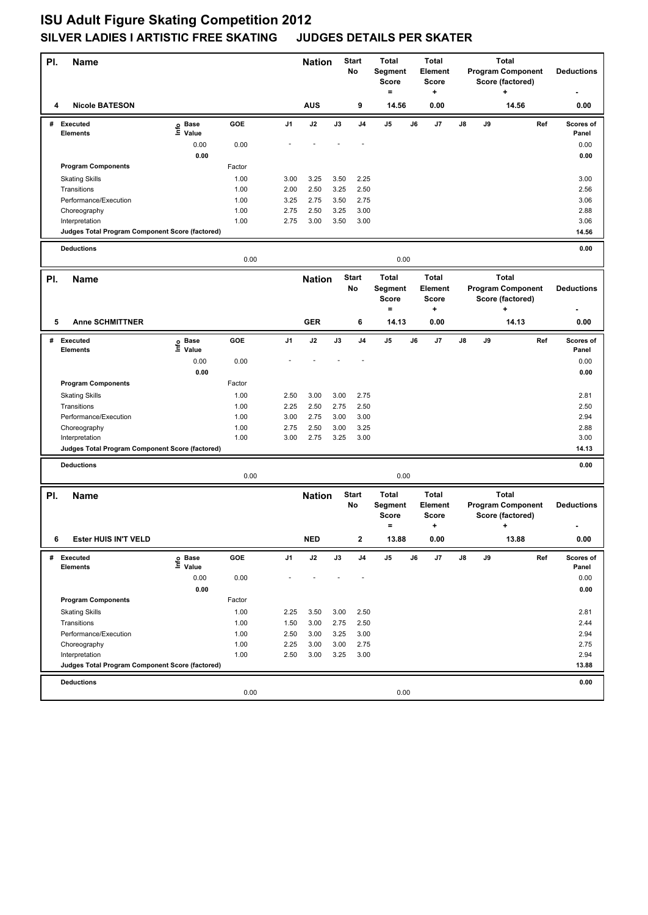# ISU Adult Figure Skating Competition 2012

## SILVER LADIES I ARTISTIC FREE SKATING JUDGES DETAILS PER SKATER

| Pl. | Name | Nation | Start No | Total Segment Score = | Total Element Score + | Total Program Component Score (factored) + | Deductions - |
|---|---|---|---|---|---|---|---|
| 4 | Nicole BATESON | AUS | 9 | 14.56 | 0.00 | 14.56 | 0.00 |

| # | Executed Elements | Info | Base Value | GOE | J1 | J2 | J3 | J4 | J5 | J6 | J7 | J8 | J9 | Ref | Scores of Panel |
|---|---|---|---|---|---|---|---|---|---|---|---|---|---|---|---|
| | | | 0.00 | 0.00 | - | - | - | - | | | | | | | 0.00 |
| | | | 0.00 | | | | | | | | | | | | 0.00 |
| | **Program Components** | | | Factor | | | | | | | | | | | |
| | Skating Skills | | | 1.00 | 3.00 | 3.25 | 3.50 | 2.25 | | | | | | | 3.00 |
| | Transitions | | | 1.00 | 2.00 | 2.50 | 3.25 | 2.50 | | | | | | | 2.56 |
| | Performance/Execution | | | 1.00 | 3.25 | 2.75 | 3.50 | 2.75 | | | | | | | 3.06 |
| | Choreography | | | 1.00 | 2.75 | 2.50 | 3.25 | 3.00 | | | | | | | 2.88 |
| | Interpretation | | | 1.00 | 2.75 | 3.00 | 3.50 | 3.00 | | | | | | | 3.06 |
| | **Judges Total Program Component Score (factored)** | | | | | | | | | | | | | | **14.56** |
| | **Deductions** | | | 0.00 | | | | | 0.00 | | | | | | **0.00** |

| Pl. | Name | Nation | Start No | Total Segment Score = | Total Element Score + | Total Program Component Score (factored) + | Deductions - |
|---|---|---|---|---|---|---|---|
| 5 | Anne SCHMITTNER | GER | 6 | 14.13 | 0.00 | 14.13 | 0.00 |

| # | Executed Elements | Info | Base Value | GOE | J1 | J2 | J3 | J4 | J5 | J6 | J7 | J8 | J9 | Ref | Scores of Panel |
|---|---|---|---|---|---|---|---|---|---|---|---|---|---|---|---|
| | | | 0.00 | 0.00 | - | - | - | - | | | | | | | 0.00 |
| | | | 0.00 | | | | | | | | | | | | 0.00 |
| | **Program Components** | | | Factor | | | | | | | | | | | |
| | Skating Skills | | | 1.00 | 2.50 | 3.00 | 3.00 | 2.75 | | | | | | | 2.81 |
| | Transitions | | | 1.00 | 2.25 | 2.50 | 2.75 | 2.50 | | | | | | | 2.50 |
| | Performance/Execution | | | 1.00 | 3.00 | 2.75 | 3.00 | 3.00 | | | | | | | 2.94 |
| | Choreography | | | 1.00 | 2.75 | 2.50 | 3.00 | 3.25 | | | | | | | 2.88 |
| | Interpretation | | | 1.00 | 3.00 | 2.75 | 3.25 | 3.00 | | | | | | | 3.00 |
| | **Judges Total Program Component Score (factored)** | | | | | | | | | | | | | | **14.13** |
| | **Deductions** | | | 0.00 | | | | | 0.00 | | | | | | **0.00** |

| Pl. | Name | Nation | Start No | Total Segment Score = | Total Element Score + | Total Program Component Score (factored) + | Deductions - |
|---|---|---|---|---|---|---|---|
| 6 | Ester HUIS IN'T VELD | NED | 2 | 13.88 | 0.00 | 13.88 | 0.00 |

| # | Executed Elements | Info | Base Value | GOE | J1 | J2 | J3 | J4 | J5 | J6 | J7 | J8 | J9 | Ref | Scores of Panel |
|---|---|---|---|---|---|---|---|---|---|---|---|---|---|---|---|
| | | | 0.00 | 0.00 | - | - | - | - | | | | | | | 0.00 |
| | | | 0.00 | | | | | | | | | | | | 0.00 |
| | **Program Components** | | | Factor | | | | | | | | | | | |
| | Skating Skills | | | 1.00 | 2.25 | 3.50 | 3.00 | 2.50 | | | | | | | 2.81 |
| | Transitions | | | 1.00 | 1.50 | 3.00 | 2.75 | 2.50 | | | | | | | 2.44 |
| | Performance/Execution | | | 1.00 | 2.50 | 3.00 | 3.25 | 3.00 | | | | | | | 2.94 |
| | Choreography | | | 1.00 | 2.25 | 3.00 | 3.00 | 2.75 | | | | | | | 2.75 |
| | Interpretation | | | 1.00 | 2.50 | 3.00 | 3.25 | 3.00 | | | | | | | 2.94 |
| | **Judges Total Program Component Score (factored)** | | | | | | | | | | | | | | **13.88** |
| | **Deductions** | | | 0.00 | | | | | 0.00 | | | | | | **0.00** |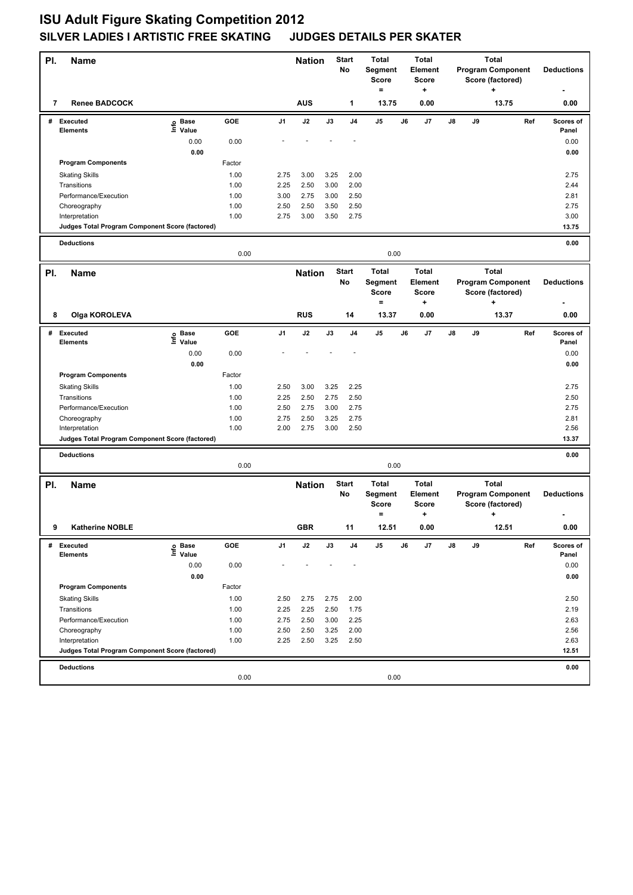# ISU Adult Figure Skating Competition 2012

## SILVER LADIES I ARTISTIC FREE SKATING JUDGES DETAILS PER SKATER

| Pl. | Name | Nation | Start No | Total Segment Score = | Total Element Score + | Total Program Component Score (factored) + | Deductions - |
|---|---|---|---|---|---|---|---|
| 7 | Renee BADCOCK | AUS | 1 | 13.75 | 0.00 | 13.75 | 0.00 |

| # | Executed Elements | Info | Base Value | GOE | J1 | J2 | J3 | J4 | J5 | J6 | J7 | J8 | J9 | Ref | Scores of Panel |
|---|---|---|---|---|---|---|---|---|---|---|---|---|---|---|---|
| | | | 0.00 | 0.00 | - | - | - | - | | | | | | | 0.00 |
| | | | 0.00 | | | | | | | | | | | | 0.00 |
| | Program Components | | | Factor | | | | | | | | | | | |
| | Skating Skills | | | 1.00 | 2.75 | 3.00 | 3.25 | 2.00 | | | | | | | 2.75 |
| | Transitions | | | 1.00 | 2.25 | 2.50 | 3.00 | 2.00 | | | | | | | 2.44 |
| | Performance/Execution | | | 1.00 | 3.00 | 2.75 | 3.00 | 2.50 | | | | | | | 2.81 |
| | Choreography | | | 1.00 | 2.50 | 2.50 | 3.50 | 2.50 | | | | | | | 2.75 |
| | Interpretation | | | 1.00 | 2.75 | 3.00 | 3.50 | 2.75 | | | | | | | 3.00 |
| | Judges Total Program Component Score (factored) | | | | | | | | | | | | | | 13.75 |
| | Deductions | | | | | | | | | | | | | | 0.00 |
| | | | | 0.00 | | | | | 0.00 | | | | | | |

| Pl. | Name | Nation | Start No | Total Segment Score = | Total Element Score + | Total Program Component Score (factored) + | Deductions - |
|---|---|---|---|---|---|---|---|
| 8 | Olga KOROLEVA | RUS | 14 | 13.37 | 0.00 | 13.37 | 0.00 |

| # | Executed Elements | Info | Base Value | GOE | J1 | J2 | J3 | J4 | J5 | J6 | J7 | J8 | J9 | Ref | Scores of Panel |
|---|---|---|---|---|---|---|---|---|---|---|---|---|---|---|---|
| | | | 0.00 | 0.00 | - | - | - | - | | | | | | | 0.00 |
| | | | 0.00 | | | | | | | | | | | | 0.00 |
| | Program Components | | | Factor | | | | | | | | | | | |
| | Skating Skills | | | 1.00 | 2.50 | 3.00 | 3.25 | 2.25 | | | | | | | 2.75 |
| | Transitions | | | 1.00 | 2.25 | 2.50 | 2.75 | 2.50 | | | | | | | 2.50 |
| | Performance/Execution | | | 1.00 | 2.50 | 2.75 | 3.00 | 2.75 | | | | | | | 2.75 |
| | Choreography | | | 1.00 | 2.75 | 2.50 | 3.25 | 2.75 | | | | | | | 2.81 |
| | Interpretation | | | 1.00 | 2.00 | 2.75 | 3.00 | 2.50 | | | | | | | 2.56 |
| | Judges Total Program Component Score (factored) | | | | | | | | | | | | | | 13.37 |
| | Deductions | | | | | | | | | | | | | | 0.00 |
| | | | | 0.00 | | | | | 0.00 | | | | | | |

| Pl. | Name | Nation | Start No | Total Segment Score = | Total Element Score + | Total Program Component Score (factored) + | Deductions - |
|---|---|---|---|---|---|---|---|
| 9 | Katherine NOBLE | GBR | 11 | 12.51 | 0.00 | 12.51 | 0.00 |

| # | Executed Elements | Info | Base Value | GOE | J1 | J2 | J3 | J4 | J5 | J6 | J7 | J8 | J9 | Ref | Scores of Panel |
|---|---|---|---|---|---|---|---|---|---|---|---|---|---|---|---|
| | | | 0.00 | 0.00 | - | - | - | - | | | | | | | 0.00 |
| | | | 0.00 | | | | | | | | | | | | 0.00 |
| | Program Components | | | Factor | | | | | | | | | | | |
| | Skating Skills | | | 1.00 | 2.50 | 2.75 | 2.75 | 2.00 | | | | | | | 2.50 |
| | Transitions | | | 1.00 | 2.25 | 2.25 | 2.50 | 1.75 | | | | | | | 2.19 |
| | Performance/Execution | | | 1.00 | 2.75 | 2.50 | 3.00 | 2.25 | | | | | | | 2.63 |
| | Choreography | | | 1.00 | 2.50 | 2.50 | 3.25 | 2.00 | | | | | | | 2.56 |
| | Interpretation | | | 1.00 | 2.25 | 2.50 | 3.25 | 2.50 | | | | | | | 2.63 |
| | Judges Total Program Component Score (factored) | | | | | | | | | | | | | | 12.51 |
| | Deductions | | | | | | | | | | | | | | 0.00 |
| | | | | 0.00 | | | | | 0.00 | | | | | | |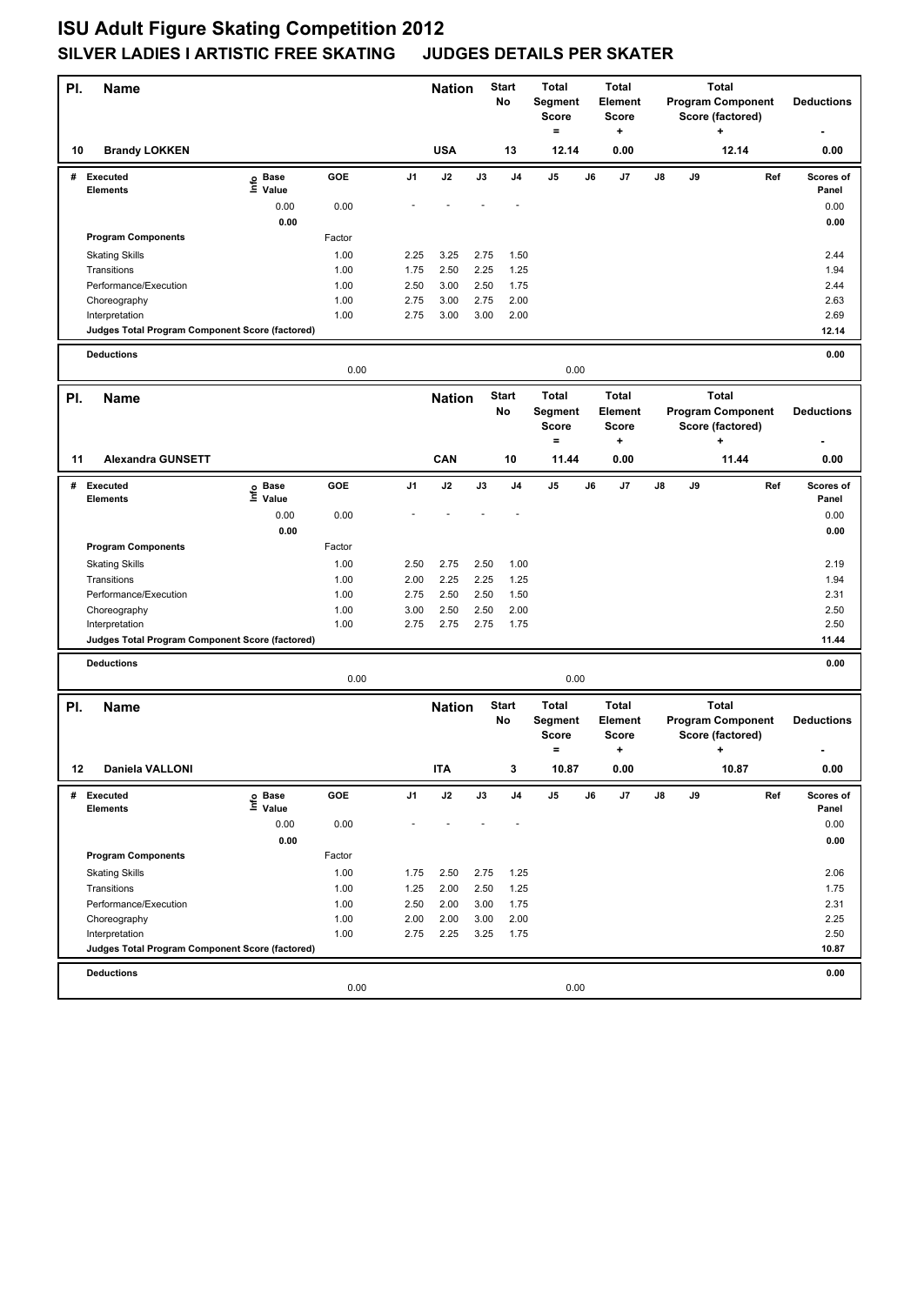# ISU Adult Figure Skating Competition 2012

## SILVER LADIES I ARTISTIC FREE SKATING JUDGES DETAILS PER SKATER

| Pl. | Name | Nation | Start No | Total Segment Score = | Total Element Score + | Total Program Component Score (factored) + | Deductions - |
|---|---|---|---|---|---|---|---|
| 10 | Brandy LOKKEN | USA | 13 | 12.14 | 0.00 | 12.14 | 0.00 |

| # | Executed Elements | Info | Base Value | GOE | J1 | J2 | J3 | J4 | J5 | J6 | J7 | J8 | J9 | Ref | Scores of Panel |
|---|---|---|---|---|---|---|---|---|---|---|---|---|---|---|---|
| | | | 0.00 | 0.00 | - | - | - | - | | | | | | | 0.00 |
| | | | 0.00 | | | | | | | | | | | | 0.00 |
| | Program Components | | | Factor | | | | | | | | | | | |
| | Skating Skills | | | 1.00 | 2.25 | 3.25 | 2.75 | 1.50 | | | | | | | 2.44 |
| | Transitions | | | 1.00 | 1.75 | 2.50 | 2.25 | 1.25 | | | | | | | 1.94 |
| | Performance/Execution | | | 1.00 | 2.50 | 3.00 | 2.50 | 1.75 | | | | | | | 2.44 |
| | Choreography | | | 1.00 | 2.75 | 3.00 | 2.75 | 2.00 | | | | | | | 2.63 |
| | Interpretation | | | 1.00 | 2.75 | 3.00 | 3.00 | 2.00 | | | | | | | 2.69 |
| | Judges Total Program Component Score (factored) | | | | | | | | | | | | | | 12.14 |
| | Deductions | | | | | | | | | | | | | | 0.00 |
| | | | | 0.00 | | | | | 0.00 | | | | | | |

| Pl. | Name | Nation | Start No | Total Segment Score = | Total Element Score + | Total Program Component Score (factored) + | Deductions - |
|---|---|---|---|---|---|---|---|
| 11 | Alexandra GUNSETT | CAN | 10 | 11.44 | 0.00 | 11.44 | 0.00 |

| # | Executed Elements | Info | Base Value | GOE | J1 | J2 | J3 | J4 | J5 | J6 | J7 | J8 | J9 | Ref | Scores of Panel |
|---|---|---|---|---|---|---|---|---|---|---|---|---|---|---|---|
| | | | 0.00 | 0.00 | - | - | - | - | | | | | | | 0.00 |
| | | | 0.00 | | | | | | | | | | | | 0.00 |
| | Program Components | | | Factor | | | | | | | | | | | |
| | Skating Skills | | | 1.00 | 2.50 | 2.75 | 2.50 | 1.00 | | | | | | | 2.19 |
| | Transitions | | | 1.00 | 2.00 | 2.25 | 2.25 | 1.25 | | | | | | | 1.94 |
| | Performance/Execution | | | 1.00 | 2.75 | 2.50 | 2.50 | 1.50 | | | | | | | 2.31 |
| | Choreography | | | 1.00 | 3.00 | 2.50 | 2.50 | 2.00 | | | | | | | 2.50 |
| | Interpretation | | | 1.00 | 2.75 | 2.75 | 2.75 | 1.75 | | | | | | | 2.50 |
| | Judges Total Program Component Score (factored) | | | | | | | | | | | | | | 11.44 |
| | Deductions | | | | | | | | | | | | | | 0.00 |
| | | | | 0.00 | | | | | 0.00 | | | | | | |

| Pl. | Name | Nation | Start No | Total Segment Score = | Total Element Score + | Total Program Component Score (factored) + | Deductions - |
|---|---|---|---|---|---|---|---|
| 12 | Daniela VALLONI | ITA | 3 | 10.87 | 0.00 | 10.87 | 0.00 |

| # | Executed Elements | Info | Base Value | GOE | J1 | J2 | J3 | J4 | J5 | J6 | J7 | J8 | J9 | Ref | Scores of Panel |
|---|---|---|---|---|---|---|---|---|---|---|---|---|---|---|---|
| | | | 0.00 | 0.00 | - | - | - | - | | | | | | | 0.00 |
| | | | 0.00 | | | | | | | | | | | | 0.00 |
| | Program Components | | | Factor | | | | | | | | | | | |
| | Skating Skills | | | 1.00 | 1.75 | 2.50 | 2.75 | 1.25 | | | | | | | 2.06 |
| | Transitions | | | 1.00 | 1.25 | 2.00 | 2.50 | 1.25 | | | | | | | 1.75 |
| | Performance/Execution | | | 1.00 | 2.50 | 2.00 | 3.00 | 1.75 | | | | | | | 2.31 |
| | Choreography | | | 1.00 | 2.00 | 2.00 | 3.00 | 2.00 | | | | | | | 2.25 |
| | Interpretation | | | 1.00 | 2.75 | 2.25 | 3.25 | 1.75 | | | | | | | 2.50 |
| | Judges Total Program Component Score (factored) | | | | | | | | | | | | | | 10.87 |
| | Deductions | | | | | | | | | | | | | | 0.00 |
| | | | | 0.00 | | | | | 0.00 | | | | | | |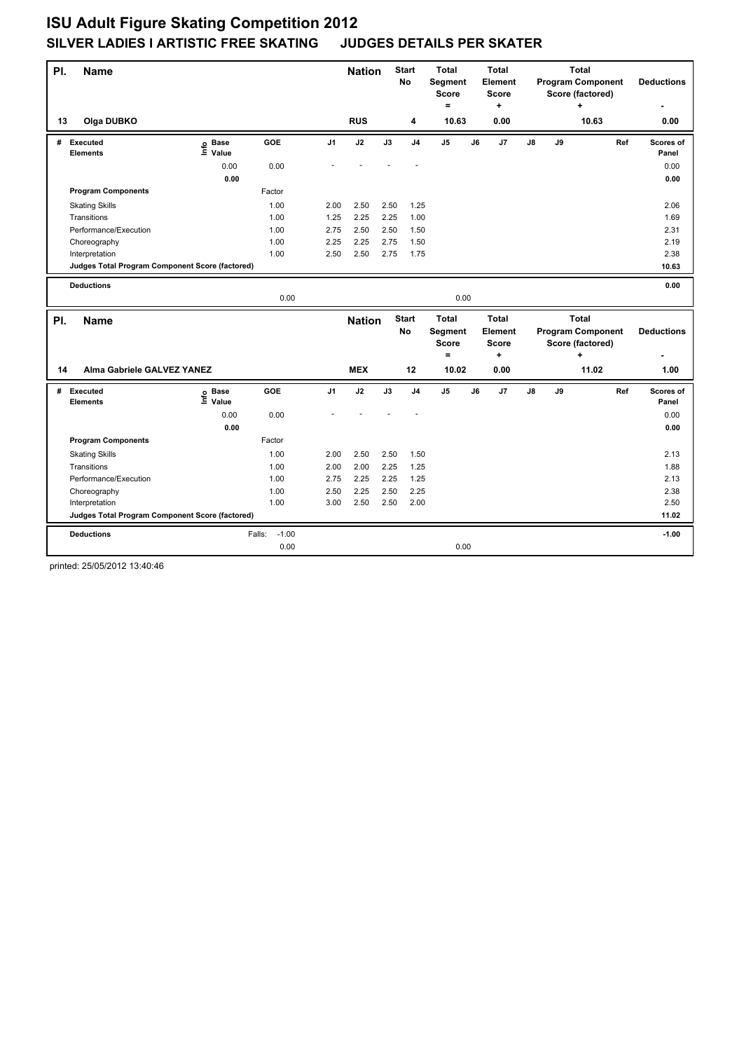# ISU Adult Figure Skating Competition 2012

## SILVER LADIES I ARTISTIC FREE SKATING JUDGES DETAILS PER SKATER

| Pl. | Name | Nation | Start No | Total Segment Score = | Total Element Score + | Total Program Component Score (factored) + | Deductions - |
|---|---|---|---|---|---|---|---|
| 13 | Olga DUBKO | RUS | 4 | 10.63 | 0.00 | 10.63 | 0.00 |

| # | Executed Elements | Info | Base Value | GOE | J1 | J2 | J3 | J4 | J5 | J6 | J7 | J8 | J9 | Ref | Scores of Panel |
|---|---|---|---|---|---|---|---|---|---|---|---|---|---|---|---|
| | | | 0.00 | 0.00 | - | - | - | - | | | | | | | 0.00 |
| | | | 0.00 | | | | | | | | | | | | 0.00 |
| | Program Components | | | Factor | | | | | | | | | | | |
| | Skating Skills | | | 1.00 | 2.00 | 2.50 | 2.50 | 1.25 | | | | | | | 2.06 |
| | Transitions | | | 1.00 | 1.25 | 2.25 | 2.25 | 1.00 | | | | | | | 1.69 |
| | Performance/Execution | | | 1.00 | 2.75 | 2.50 | 2.50 | 1.50 | | | | | | | 2.31 |
| | Choreography | | | 1.00 | 2.25 | 2.25 | 2.75 | 1.50 | | | | | | | 2.19 |
| | Interpretation | | | 1.00 | 2.50 | 2.50 | 2.75 | 1.75 | | | | | | | 2.38 |
| | Judges Total Program Component Score (factored) | | | | | | | | | | | | | | 10.63 |
| | Deductions | | | | | | | | | | | | | | 0.00 |
| | | | | 0.00 | | | | | 0.00 | | | | | | |

| Pl. | Name | Nation | Start No | Total Segment Score = | Total Element Score + | Total Program Component Score (factored) + | Deductions - |
|---|---|---|---|---|---|---|---|
| 14 | Alma Gabriele GALVEZ YANEZ | MEX | 12 | 10.02 | 0.00 | 11.02 | 1.00 |

| # | Executed Elements | Info | Base Value | GOE | J1 | J2 | J3 | J4 | J5 | J6 | J7 | J8 | J9 | Ref | Scores of Panel |
|---|---|---|---|---|---|---|---|---|---|---|---|---|---|---|---|
| | | | 0.00 | 0.00 | - | - | - | - | | | | | | | 0.00 |
| | | | 0.00 | | | | | | | | | | | | 0.00 |
| | Program Components | | | Factor | | | | | | | | | | | |
| | Skating Skills | | | 1.00 | 2.00 | 2.50 | 2.50 | 1.50 | | | | | | | 2.13 |
| | Transitions | | | 1.00 | 2.00 | 2.00 | 2.25 | 1.25 | | | | | | | 1.88 |
| | Performance/Execution | | | 1.00 | 2.75 | 2.25 | 2.25 | 1.25 | | | | | | | 2.13 |
| | Choreography | | | 1.00 | 2.50 | 2.25 | 2.50 | 2.25 | | | | | | | 2.38 |
| | Interpretation | | | 1.00 | 3.00 | 2.50 | 2.50 | 2.00 | | | | | | | 2.50 |
| | Judges Total Program Component Score (factored) | | | | | | | | | | | | | | 11.02 |
| | Deductions | | | Falls: -1.00 | | | | | | | | | | | -1.00 |
| | | | | 0.00 | | | | | 0.00 | | | | | | |

printed: 25/05/2012 13:40:46